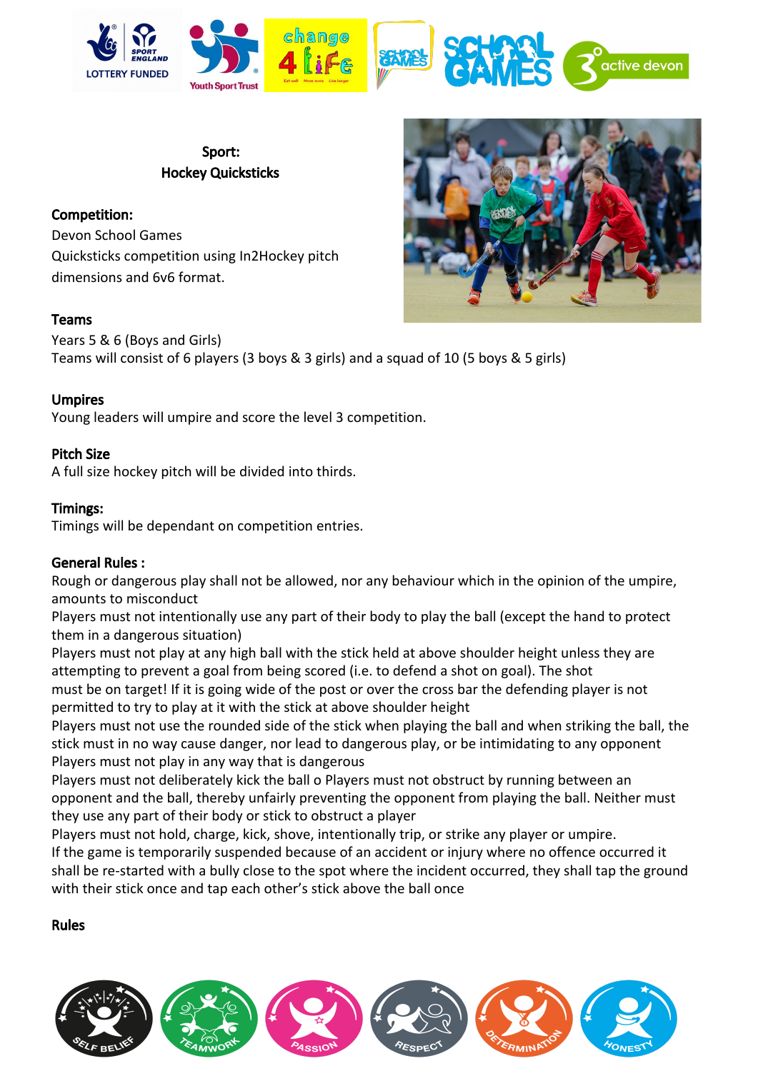**Sport:**
**Hockey Quicksticks**

**Competition:**

Devon School Games
Quicksticks competition using In2Hockey pitch dimensions and 6v6 format.

**Teams**

Years 5 & 6 (Boys and Girls)
Teams will consist of 6 players (3 boys & 3 girls) and a squad of 10 (5 boys & 5 girls)

**Umpires**

Young leaders will umpire and score the level 3 competition.

**Pitch Size**

A full size hockey pitch will be divided into thirds.

**Timings:**

Timings will be dependant on competition entries.

**General Rules :**

Rough or dangerous play shall not be allowed, nor any behaviour which in the opinion of the umpire, amounts to misconduct
Players must not intentionally use any part of their body to play the ball (except the hand to protect them in a dangerous situation)
Players must not play at any high ball with the stick held at above shoulder height unless they are attempting to prevent a goal from being scored (i.e. to defend a shot on goal). The shot must be on target! If it is going wide of the post or over the cross bar the defending player is not permitted to try to play at it with the stick at above shoulder height
Players must not use the rounded side of the stick when playing the ball and when striking the ball, the stick must in no way cause danger, nor lead to dangerous play, or be intimidating to any opponent
Players must not play in any way that is dangerous
Players must not deliberately kick the ball o Players must not obstruct by running between an opponent and the ball, thereby unfairly preventing the opponent from playing the ball. Neither must they use any part of their body or stick to obstruct a player
Players must not hold, charge, kick, shove, intentionally trip, or strike any player or umpire.
If the game is temporarily suspended because of an accident or injury where no offence occurred it shall be re-started with a bully close to the spot where the incident occurred, they shall tap the ground with their stick once and tap each other's stick above the ball once

**Rules**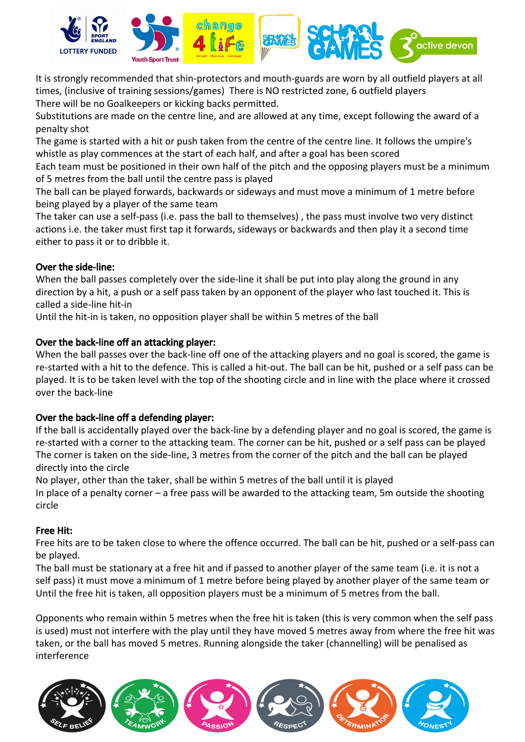It is strongly recommended that shin-protectors and mouth-guards are worn by all outfield players at all times, (inclusive of training sessions/games) There is NO restricted zone, 6 outfield players

There will be no Goalkeepers or kicking backs permitted.

Substitutions are made on the centre line, and are allowed at any time, except following the award of a penalty shot

The game is started with a hit or push taken from the centre of the centre line. It follows the umpire's whistle as play commences at the start of each half, and after a goal has been scored

Each team must be positioned in their own half of the pitch and the opposing players must be a minimum of 5 metres from the ball until the centre pass is played

The ball can be played forwards, backwards or sideways and must move a minimum of 1 metre before being played by a player of the same team

The taker can use a self-pass (i.e. pass the ball to themselves) , the pass must involve two very distinct actions i.e. the taker must first tap it forwards, sideways or backwards and then play it a second time either to pass it or to dribble it.

**Over the side-line:**

When the ball passes completely over the side-line it shall be put into play along the ground in any direction by a hit, a push or a self pass taken by an opponent of the player who last touched it. This is called a side-line hit-in

Until the hit-in is taken, no opposition player shall be within 5 metres of the ball

**Over the back-line off an attacking player:**

When the ball passes over the back-line off one of the attacking players and no goal is scored, the game is re-started with a hit to the defence. This is called a hit-out. The ball can be hit, pushed or a self pass can be played. It is to be taken level with the top of the shooting circle and in line with the place where it crossed over the back-line

**Over the back-line off a defending player:**

If the ball is accidentally played over the back-line by a defending player and no goal is scored, the game is re-started with a corner to the attacking team. The corner can be hit, pushed or a self pass can be played

The corner is taken on the side-line, 3 metres from the corner of the pitch and the ball can be played directly into the circle

No player, other than the taker, shall be within 5 metres of the ball until it is played

In place of a penalty corner – a free pass will be awarded to the attacking team, 5m outside the shooting circle

**Free Hit:**

Free hits are to be taken close to where the offence occurred. The ball can be hit, pushed or a self-pass can be played.

The ball must be stationary at a free hit and if passed to another player of the same team (i.e. it is not a self pass) it must move a minimum of 1 metre before being played by another player of the same team or

Until the free hit is taken, all opposition players must be a minimum of 5 metres from the ball.

Opponents who remain within 5 metres when the free hit is taken (this is very common when the self pass is used) must not interfere with the play until they have moved 5 metres away from where the free hit was taken, or the ball has moved 5 metres. Running alongside the taker (channelling) will be penalised as interference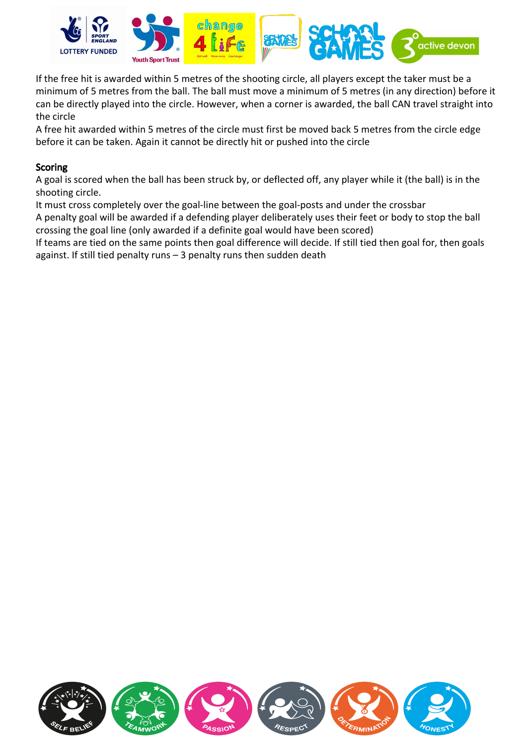If the free hit is awarded within 5 metres of the shooting circle, all players except the taker must be a minimum of 5 metres from the ball. The ball must move a minimum of 5 metres (in any direction) before it can be directly played into the circle. However, when a corner is awarded, the ball CAN travel straight into the circle

A free hit awarded within 5 metres of the circle must first be moved back 5 metres from the circle edge before it can be taken. Again it cannot be directly hit or pushed into the circle

## Scoring

A goal is scored when the ball has been struck by, or deflected off, any player while it (the ball) is in the shooting circle.

It must cross completely over the goal-line between the goal-posts and under the crossbar

A penalty goal will be awarded if a defending player deliberately uses their feet or body to stop the ball crossing the goal line (only awarded if a definite goal would have been scored)

If teams are tied on the same points then goal difference will decide. If still tied then goal for, then goals against. If still tied penalty runs – 3 penalty runs then sudden death